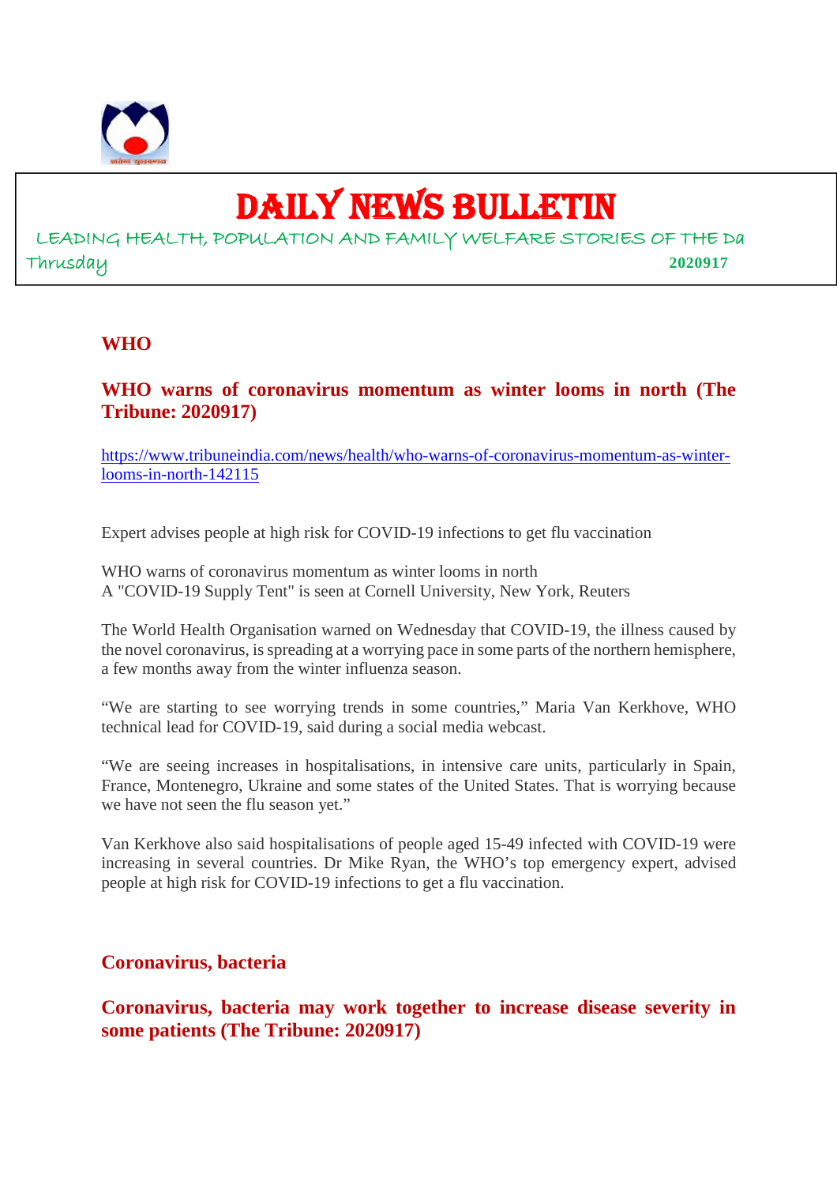# DAILY NEWS BULLETIN

LEADING HEALTH, POPULATION AND FAMILY WELFARE STORIES OF THE Da

Thrusday **2020917**

## WHO

### WHO warns of coronavirus momentum as winter looms in north (The Tribune: 2020917)

https://www.tribuneindia.com/news/health/who-warns-of-coronavirus-momentum-as-winter-looms-in-north-142115

Expert advises people at high risk for COVID-19 infections to get flu vaccination

WHO warns of coronavirus momentum as winter looms in north
A "COVID-19 Supply Tent" is seen at Cornell University, New York, Reuters

The World Health Organisation warned on Wednesday that COVID-19, the illness caused by the novel coronavirus, is spreading at a worrying pace in some parts of the northern hemisphere, a few months away from the winter influenza season.

"We are starting to see worrying trends in some countries," Maria Van Kerkhove, WHO technical lead for COVID-19, said during a social media webcast.

"We are seeing increases in hospitalisations, in intensive care units, particularly in Spain, France, Montenegro, Ukraine and some states of the United States. That is worrying because we have not seen the flu season yet."

Van Kerkhove also said hospitalisations of people aged 15-49 infected with COVID-19 were increasing in several countries. Dr Mike Ryan, the WHO's top emergency expert, advised people at high risk for COVID-19 infections to get a flu vaccination.

## Coronavirus, bacteria

### Coronavirus, bacteria may work together to increase disease severity in some patients (The Tribune: 2020917)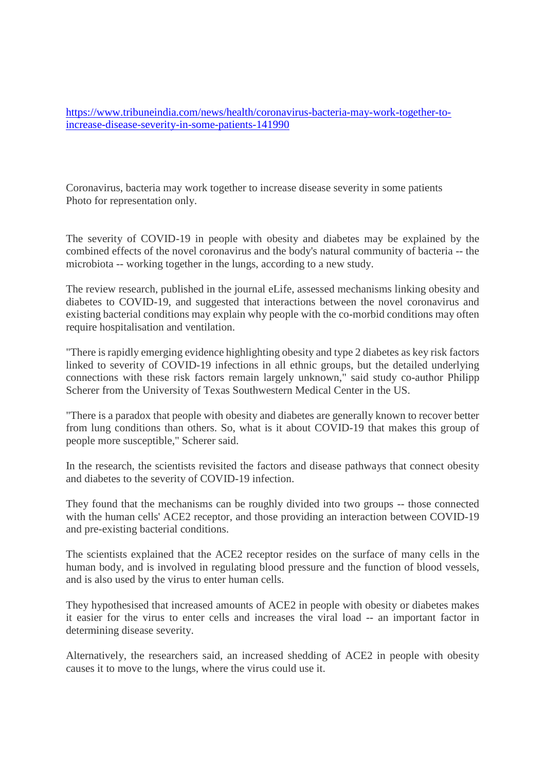https://www.tribuneindia.com/news/health/coronavirus-bacteria-may-work-together-to-increase-disease-severity-in-some-patients-141990

Coronavirus, bacteria may work together to increase disease severity in some patients
Photo for representation only.

The severity of COVID-19 in people with obesity and diabetes may be explained by the combined effects of the novel coronavirus and the body's natural community of bacteria -- the microbiota -- working together in the lungs, according to a new study.

The review research, published in the journal eLife, assessed mechanisms linking obesity and diabetes to COVID-19, and suggested that interactions between the novel coronavirus and existing bacterial conditions may explain why people with the co-morbid conditions may often require hospitalisation and ventilation.

"There is rapidly emerging evidence highlighting obesity and type 2 diabetes as key risk factors linked to severity of COVID-19 infections in all ethnic groups, but the detailed underlying connections with these risk factors remain largely unknown," said study co-author Philipp Scherer from the University of Texas Southwestern Medical Center in the US.

"There is a paradox that people with obesity and diabetes are generally known to recover better from lung conditions than others. So, what is it about COVID-19 that makes this group of people more susceptible," Scherer said.

In the research, the scientists revisited the factors and disease pathways that connect obesity and diabetes to the severity of COVID-19 infection.

They found that the mechanisms can be roughly divided into two groups -- those connected with the human cells' ACE2 receptor, and those providing an interaction between COVID-19 and pre-existing bacterial conditions.

The scientists explained that the ACE2 receptor resides on the surface of many cells in the human body, and is involved in regulating blood pressure and the function of blood vessels, and is also used by the virus to enter human cells.

They hypothesised that increased amounts of ACE2 in people with obesity or diabetes makes it easier for the virus to enter cells and increases the viral load -- an important factor in determining disease severity.

Alternatively, the researchers said, an increased shedding of ACE2 in people with obesity causes it to move to the lungs, where the virus could use it.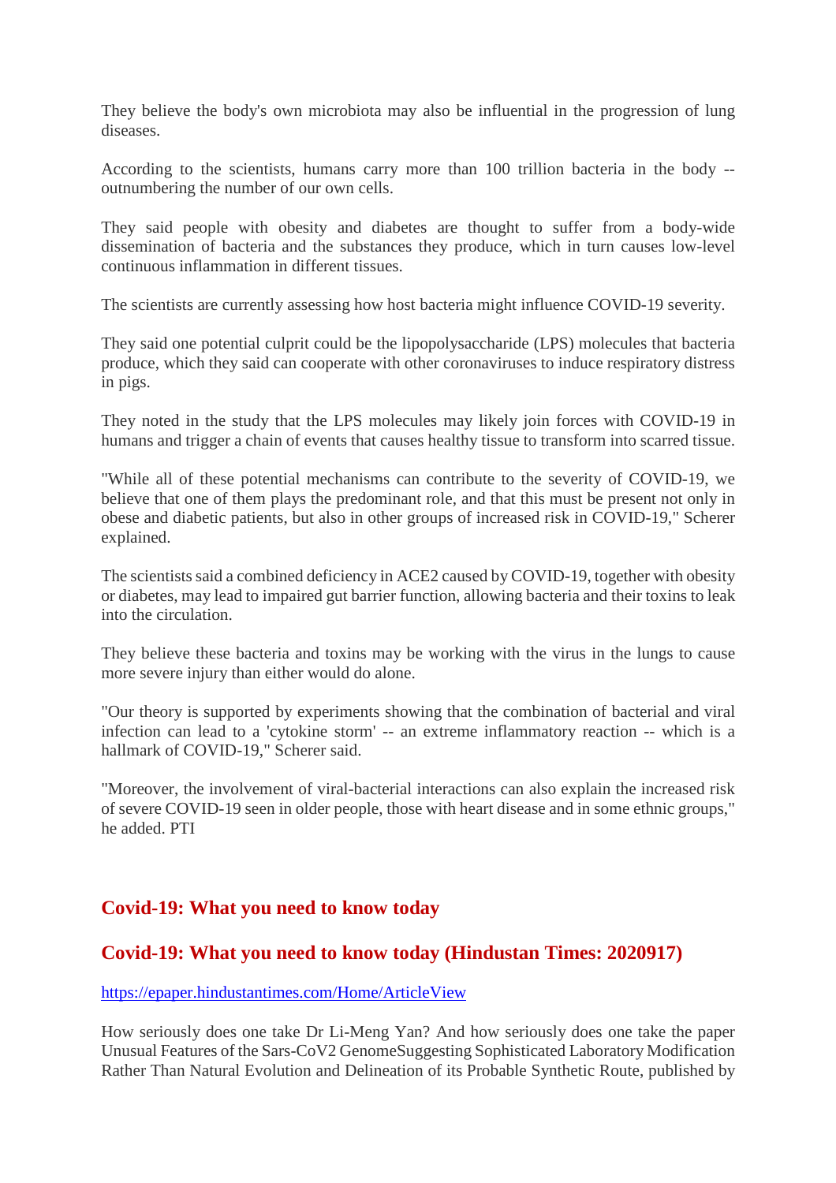They believe the body's own microbiota may also be influential in the progression of lung diseases.

According to the scientists, humans carry more than 100 trillion bacteria in the body -- outnumbering the number of our own cells.

They said people with obesity and diabetes are thought to suffer from a body-wide dissemination of bacteria and the substances they produce, which in turn causes low-level continuous inflammation in different tissues.

The scientists are currently assessing how host bacteria might influence COVID-19 severity.

They said one potential culprit could be the lipopolysaccharide (LPS) molecules that bacteria produce, which they said can cooperate with other coronaviruses to induce respiratory distress in pigs.

They noted in the study that the LPS molecules may likely join forces with COVID-19 in humans and trigger a chain of events that causes healthy tissue to transform into scarred tissue.

"While all of these potential mechanisms can contribute to the severity of COVID-19, we believe that one of them plays the predominant role, and that this must be present not only in obese and diabetic patients, but also in other groups of increased risk in COVID-19," Scherer explained.

The scientists said a combined deficiency in ACE2 caused by COVID-19, together with obesity or diabetes, may lead to impaired gut barrier function, allowing bacteria and their toxins to leak into the circulation.

They believe these bacteria and toxins may be working with the virus in the lungs to cause more severe injury than either would do alone.

"Our theory is supported by experiments showing that the combination of bacterial and viral infection can lead to a 'cytokine storm' -- an extreme inflammatory reaction -- which is a hallmark of COVID-19," Scherer said.

"Moreover, the involvement of viral-bacterial interactions can also explain the increased risk of severe COVID-19 seen in older people, those with heart disease and in some ethnic groups," he added. PTI

## Covid-19: What you need to know today

## Covid-19: What you need to know today (Hindustan Times: 2020917)

https://epaper.hindustantimes.com/Home/ArticleView

How seriously does one take Dr Li-Meng Yan? And how seriously does one take the paper Unusual Features of the Sars-CoV2 GenomeSuggesting Sophisticated Laboratory Modification Rather Than Natural Evolution and Delineation of its Probable Synthetic Route, published by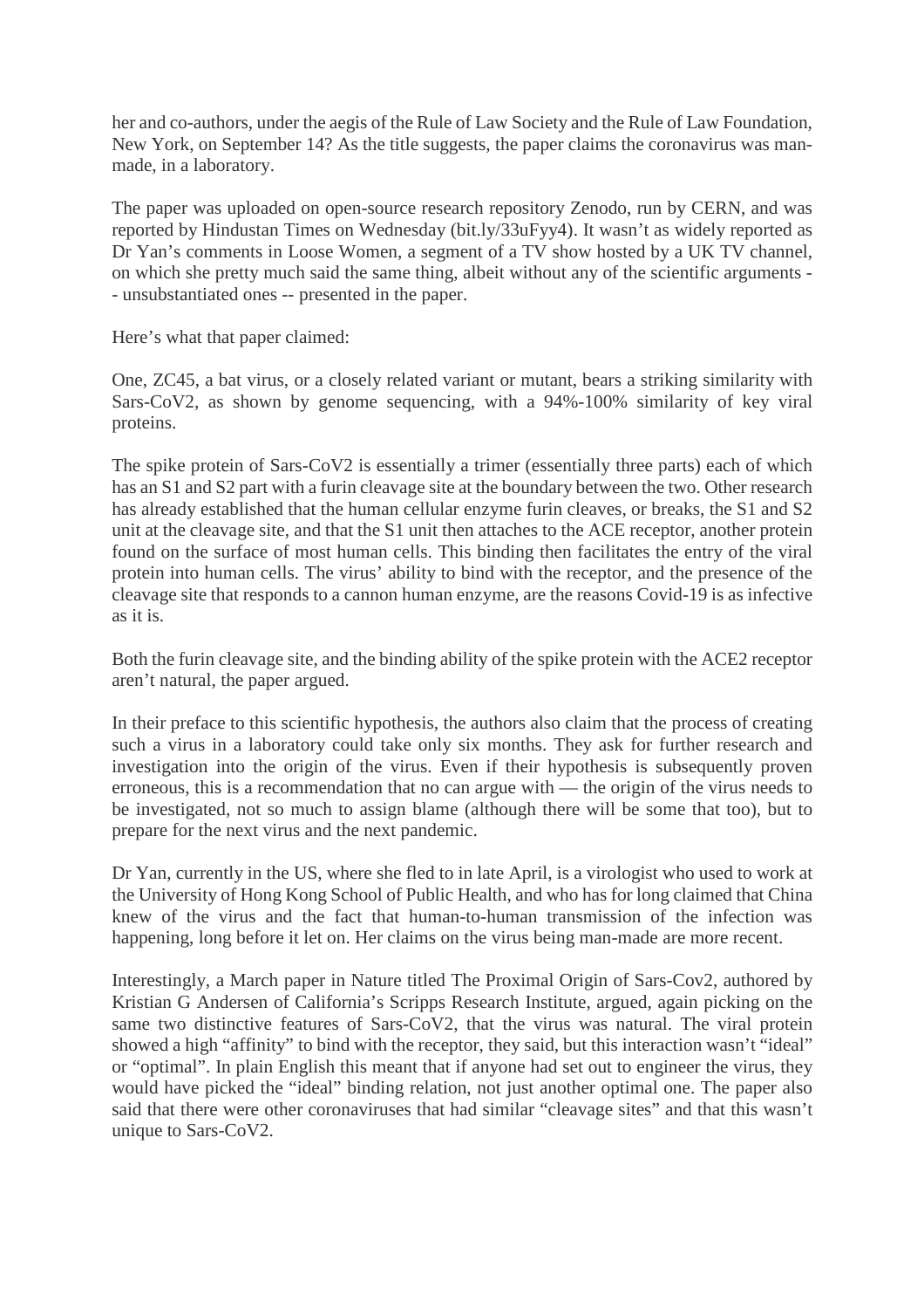her and co-authors, under the aegis of the Rule of Law Society and the Rule of Law Foundation, New York, on September 14? As the title suggests, the paper claims the coronavirus was man-made, in a laboratory.

The paper was uploaded on open-source research repository Zenodo, run by CERN, and was reported by Hindustan Times on Wednesday (bit.ly/33uFyy4). It wasn't as widely reported as Dr Yan's comments in Loose Women, a segment of a TV show hosted by a UK TV channel, on which she pretty much said the same thing, albeit without any of the scientific arguments -- unsubstantiated ones -- presented in the paper.

Here's what that paper claimed:

One, ZC45, a bat virus, or a closely related variant or mutant, bears a striking similarity with Sars-CoV2, as shown by genome sequencing, with a 94%-100% similarity of key viral proteins.

The spike protein of Sars-CoV2 is essentially a trimer (essentially three parts) each of which has an S1 and S2 part with a furin cleavage site at the boundary between the two. Other research has already established that the human cellular enzyme furin cleaves, or breaks, the S1 and S2 unit at the cleavage site, and that the S1 unit then attaches to the ACE receptor, another protein found on the surface of most human cells. This binding then facilitates the entry of the viral protein into human cells. The virus' ability to bind with the receptor, and the presence of the cleavage site that responds to a cannon human enzyme, are the reasons Covid-19 is as infective as it is.

Both the furin cleavage site, and the binding ability of the spike protein with the ACE2 receptor aren't natural, the paper argued.

In their preface to this scientific hypothesis, the authors also claim that the process of creating such a virus in a laboratory could take only six months. They ask for further research and investigation into the origin of the virus. Even if their hypothesis is subsequently proven erroneous, this is a recommendation that no can argue with — the origin of the virus needs to be investigated, not so much to assign blame (although there will be some that too), but to prepare for the next virus and the next pandemic.

Dr Yan, currently in the US, where she fled to in late April, is a virologist who used to work at the University of Hong Kong School of Public Health, and who has for long claimed that China knew of the virus and the fact that human-to-human transmission of the infection was happening, long before it let on. Her claims on the virus being man-made are more recent.

Interestingly, a March paper in Nature titled The Proximal Origin of Sars-Cov2, authored by Kristian G Andersen of California's Scripps Research Institute, argued, again picking on the same two distinctive features of Sars-CoV2, that the virus was natural. The viral protein showed a high "affinity" to bind with the receptor, they said, but this interaction wasn't "ideal" or "optimal". In plain English this meant that if anyone had set out to engineer the virus, they would have picked the "ideal" binding relation, not just another optimal one. The paper also said that there were other coronaviruses that had similar "cleavage sites" and that this wasn't unique to Sars-CoV2.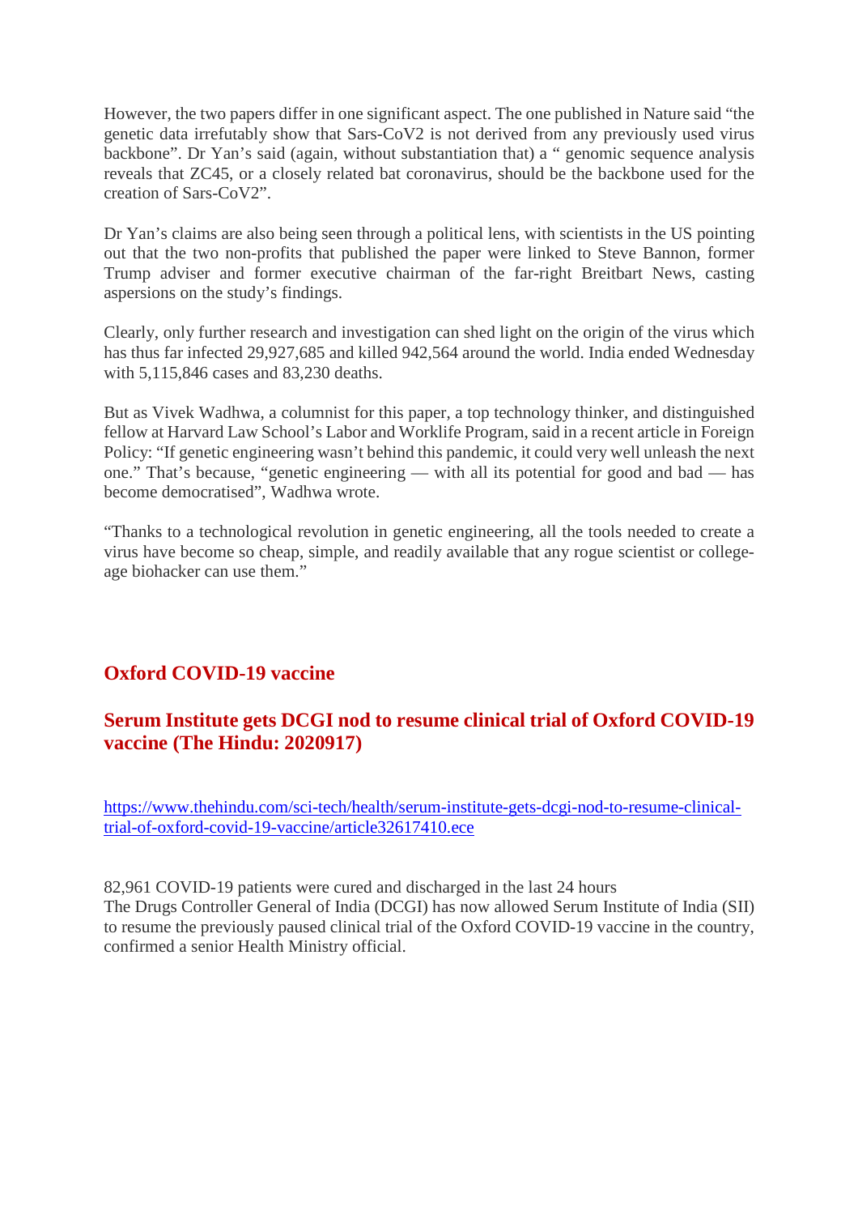However, the two papers differ in one significant aspect. The one published in Nature said "the genetic data irrefutably show that Sars-CoV2 is not derived from any previously used virus backbone". Dr Yan's said (again, without substantiation that) a " genomic sequence analysis reveals that ZC45, or a closely related bat coronavirus, should be the backbone used for the creation of Sars-CoV2".

Dr Yan's claims are also being seen through a political lens, with scientists in the US pointing out that the two non-profits that published the paper were linked to Steve Bannon, former Trump adviser and former executive chairman of the far-right Breitbart News, casting aspersions on the study's findings.

Clearly, only further research and investigation can shed light on the origin of the virus which has thus far infected 29,927,685 and killed 942,564 around the world. India ended Wednesday with 5,115,846 cases and 83,230 deaths.

But as Vivek Wadhwa, a columnist for this paper, a top technology thinker, and distinguished fellow at Harvard Law School's Labor and Worklife Program, said in a recent article in Foreign Policy: "If genetic engineering wasn't behind this pandemic, it could very well unleash the next one." That's because, "genetic engineering — with all its potential for good and bad — has become democratised", Wadhwa wrote.

"Thanks to a technological revolution in genetic engineering, all the tools needed to create a virus have become so cheap, simple, and readily available that any rogue scientist or college-age biohacker can use them."

## Oxford COVID-19 vaccine

## Serum Institute gets DCGI nod to resume clinical trial of Oxford COVID-19 vaccine (The Hindu: 2020917)

https://www.thehindu.com/sci-tech/health/serum-institute-gets-dcgi-nod-to-resume-clinical-trial-of-oxford-covid-19-vaccine/article32617410.ece

82,961 COVID-19 patients were cured and discharged in the last 24 hours
The Drugs Controller General of India (DCGI) has now allowed Serum Institute of India (SII) to resume the previously paused clinical trial of the Oxford COVID-19 vaccine in the country, confirmed a senior Health Ministry official.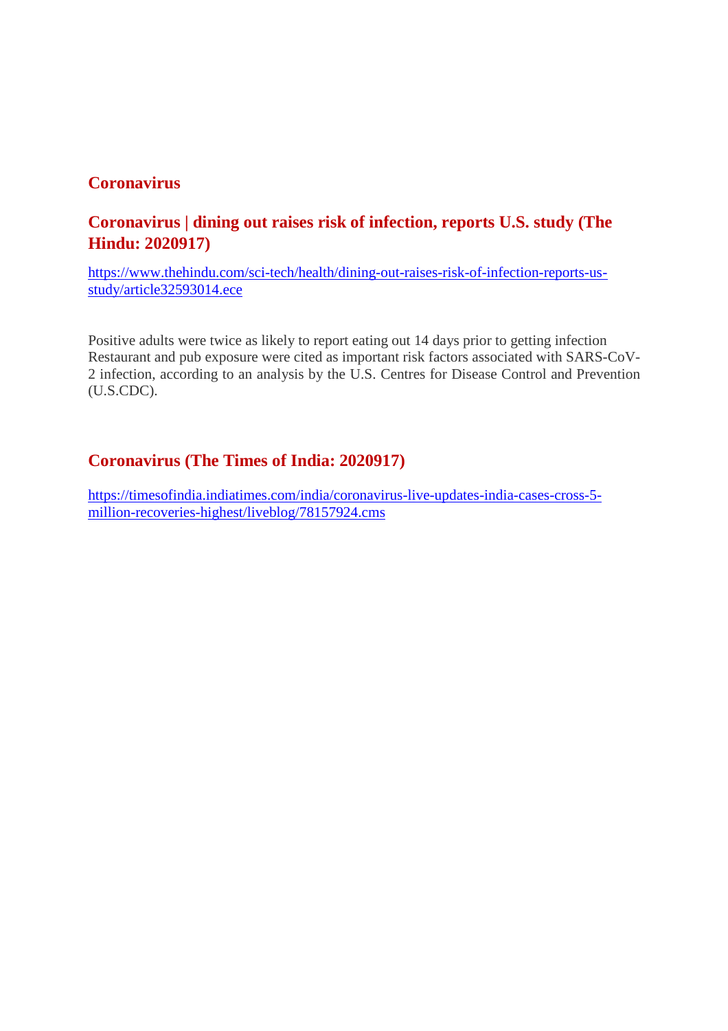# Coronavirus

## Coronavirus | dining out raises risk of infection, reports U.S. study (The Hindu: 2020917)

https://www.thehindu.com/sci-tech/health/dining-out-raises-risk-of-infection-reports-us-study/article32593014.ece

Positive adults were twice as likely to report eating out 14 days prior to getting infection Restaurant and pub exposure were cited as important risk factors associated with SARS-CoV-2 infection, according to an analysis by the U.S. Centres for Disease Control and Prevention (U.S.CDC).

## Coronavirus (The Times of India: 2020917)

https://timesofindia.indiatimes.com/india/coronavirus-live-updates-india-cases-cross-5-million-recoveries-highest/liveblog/78157924.cms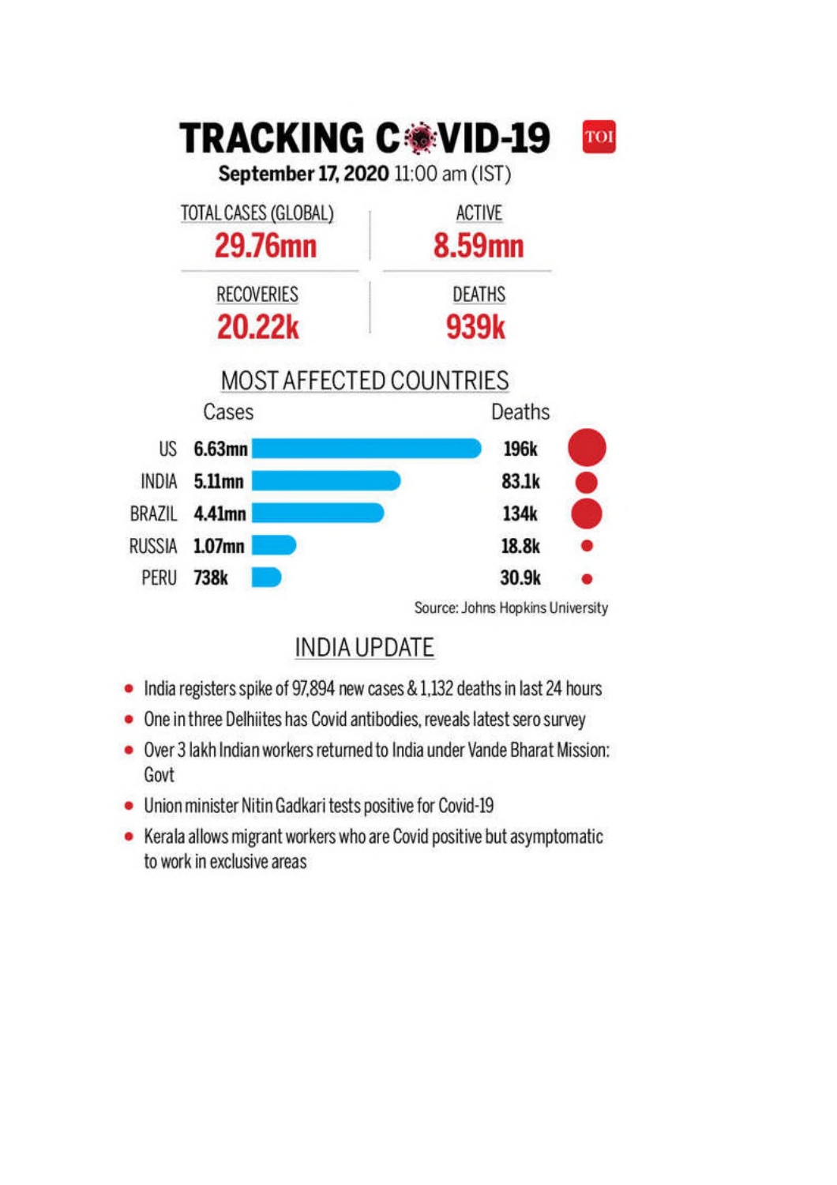# TRACKING COVID-19

**September 17, 2020** 11:00 am (IST)

| TOTAL CASES (GLOBAL) | ACTIVE |
|---|---|
| **29.76mn** | **8.59mn** |

| RECOVERIES | DEATHS |
|---|---|
| **20.22k** | **939k** |

## MOST AFFECTED COUNTRIES

| Country | Cases | Deaths |
|---|---|---|
| US | **6.63mn** | **196k** |
| INDIA | **5.11mn** | **83.1k** |
| BRAZIL | **4.41mn** | **134k** |
| RUSSIA | **1.07mn** | **18.8k** |
| PERU | **738k** | **30.9k** |

Source: Johns Hopkins University

## INDIA UPDATE

- India registers spike of 97,894 new cases & 1,132 deaths in last 24 hours
- One in three Delhiites has Covid antibodies, reveals latest sero survey
- Over 3 lakh Indian workers returned to India under Vande Bharat Mission: Govt
- Union minister Nitin Gadkari tests positive for Covid-19
- Kerala allows migrant workers who are Covid positive but asymptomatic to work in exclusive areas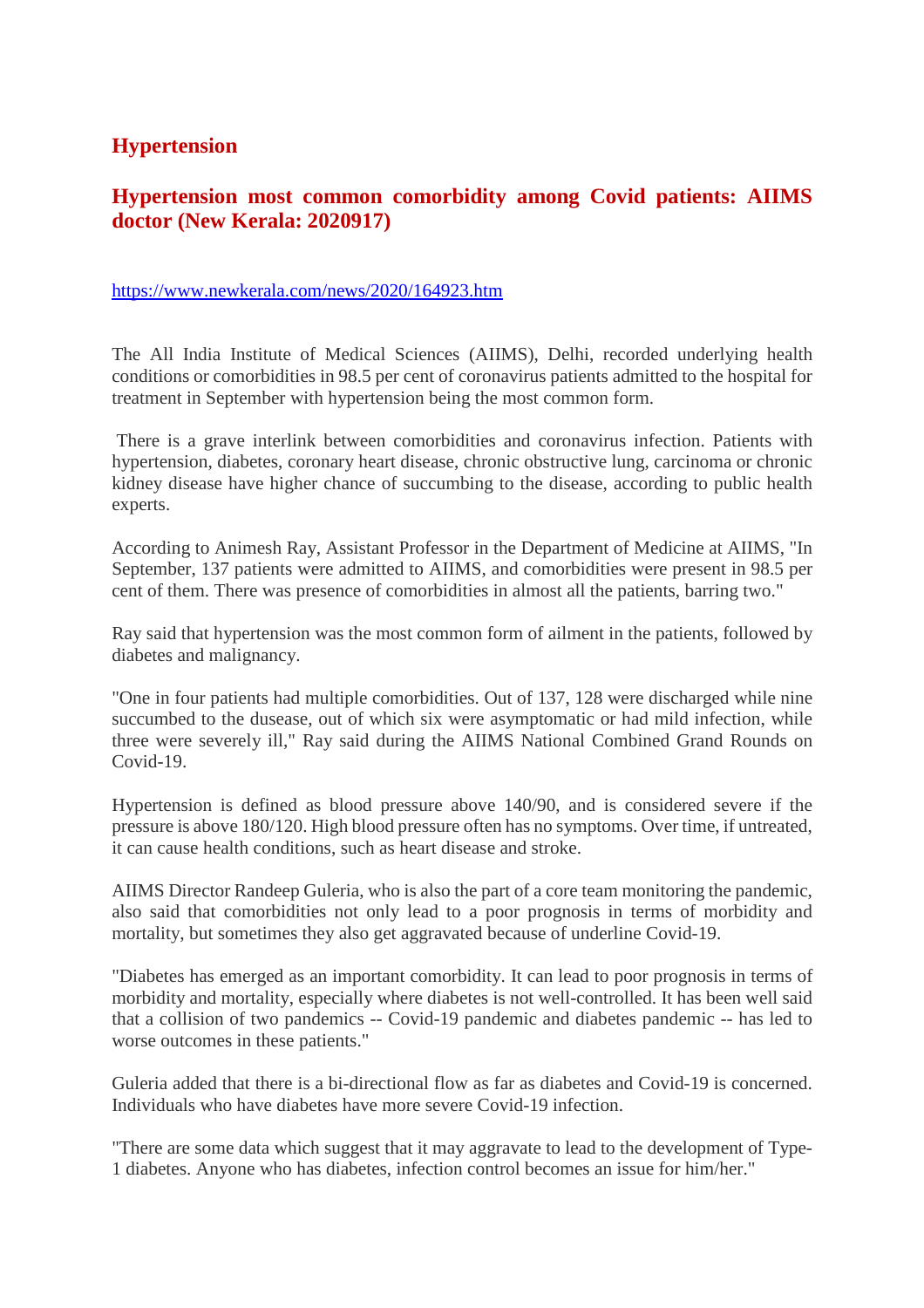## Hypertension

### Hypertension most common comorbidity among Covid patients: AIIMS doctor (New Kerala: 2020917)

https://www.newkerala.com/news/2020/164923.htm

The All India Institute of Medical Sciences (AIIMS), Delhi, recorded underlying health conditions or comorbidities in 98.5 per cent of coronavirus patients admitted to the hospital for treatment in September with hypertension being the most common form.

There is a grave interlink between comorbidities and coronavirus infection. Patients with hypertension, diabetes, coronary heart disease, chronic obstructive lung, carcinoma or chronic kidney disease have higher chance of succumbing to the disease, according to public health experts.

According to Animesh Ray, Assistant Professor in the Department of Medicine at AIIMS, "In September, 137 patients were admitted to AIIMS, and comorbidities were present in 98.5 per cent of them. There was presence of comorbidities in almost all the patients, barring two."

Ray said that hypertension was the most common form of ailment in the patients, followed by diabetes and malignancy.

"One in four patients had multiple comorbidities. Out of 137, 128 were discharged while nine succumbed to the dusease, out of which six were asymptomatic or had mild infection, while three were severely ill," Ray said during the AIIMS National Combined Grand Rounds on Covid-19.

Hypertension is defined as blood pressure above 140/90, and is considered severe if the pressure is above 180/120. High blood pressure often has no symptoms. Over time, if untreated, it can cause health conditions, such as heart disease and stroke.

AIIMS Director Randeep Guleria, who is also the part of a core team monitoring the pandemic, also said that comorbidities not only lead to a poor prognosis in terms of morbidity and mortality, but sometimes they also get aggravated because of underline Covid-19.

"Diabetes has emerged as an important comorbidity. It can lead to poor prognosis in terms of morbidity and mortality, especially where diabetes is not well-controlled. It has been well said that a collision of two pandemics -- Covid-19 pandemic and diabetes pandemic -- has led to worse outcomes in these patients."

Guleria added that there is a bi-directional flow as far as diabetes and Covid-19 is concerned. Individuals who have diabetes have more severe Covid-19 infection.

"There are some data which suggest that it may aggravate to lead to the development of Type-1 diabetes. Anyone who has diabetes, infection control becomes an issue for him/her."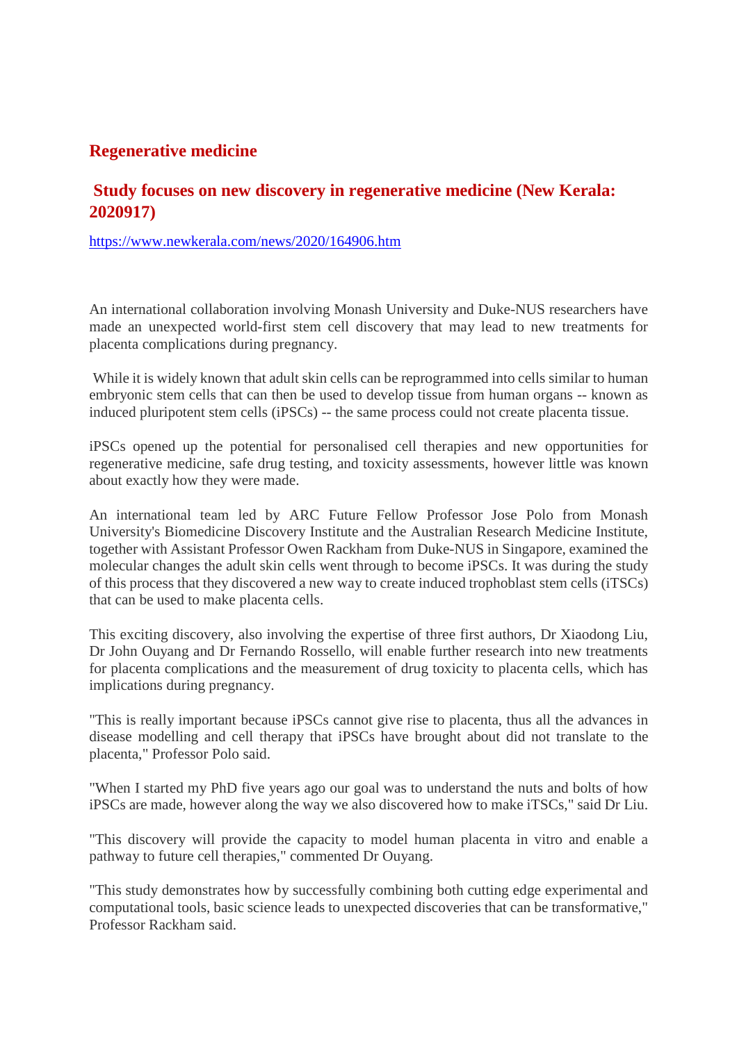## Regenerative medicine

### Study focuses on new discovery in regenerative medicine (New Kerala: 2020917)

https://www.newkerala.com/news/2020/164906.htm

An international collaboration involving Monash University and Duke-NUS researchers have made an unexpected world-first stem cell discovery that may lead to new treatments for placenta complications during pregnancy.

While it is widely known that adult skin cells can be reprogrammed into cells similar to human embryonic stem cells that can then be used to develop tissue from human organs -- known as induced pluripotent stem cells (iPSCs) -- the same process could not create placenta tissue.

iPSCs opened up the potential for personalised cell therapies and new opportunities for regenerative medicine, safe drug testing, and toxicity assessments, however little was known about exactly how they were made.

An international team led by ARC Future Fellow Professor Jose Polo from Monash University's Biomedicine Discovery Institute and the Australian Research Medicine Institute, together with Assistant Professor Owen Rackham from Duke-NUS in Singapore, examined the molecular changes the adult skin cells went through to become iPSCs. It was during the study of this process that they discovered a new way to create induced trophoblast stem cells (iTSCs) that can be used to make placenta cells.

This exciting discovery, also involving the expertise of three first authors, Dr Xiaodong Liu, Dr John Ouyang and Dr Fernando Rossello, will enable further research into new treatments for placenta complications and the measurement of drug toxicity to placenta cells, which has implications during pregnancy.

"This is really important because iPSCs cannot give rise to placenta, thus all the advances in disease modelling and cell therapy that iPSCs have brought about did not translate to the placenta," Professor Polo said.

"When I started my PhD five years ago our goal was to understand the nuts and bolts of how iPSCs are made, however along the way we also discovered how to make iTSCs," said Dr Liu.

"This discovery will provide the capacity to model human placenta in vitro and enable a pathway to future cell therapies," commented Dr Ouyang.

"This study demonstrates how by successfully combining both cutting edge experimental and computational tools, basic science leads to unexpected discoveries that can be transformative," Professor Rackham said.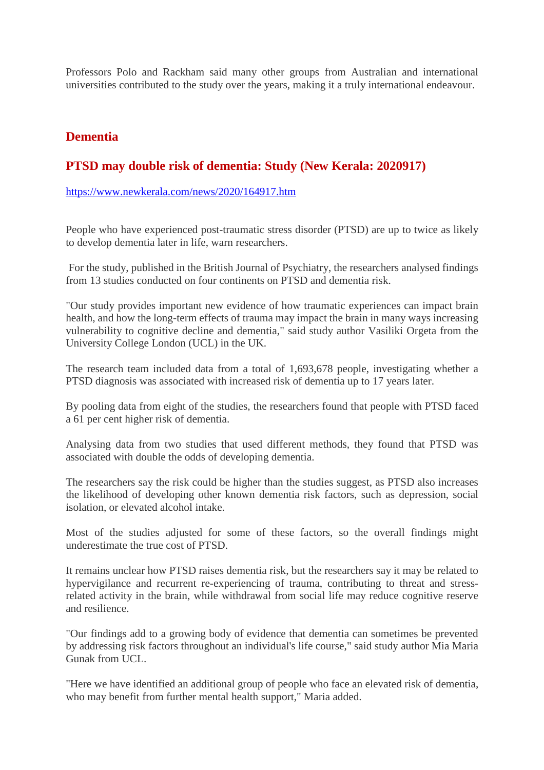Professors Polo and Rackham said many other groups from Australian and international universities contributed to the study over the years, making it a truly international endeavour.

## Dementia

## PTSD may double risk of dementia: Study (New Kerala: 2020917)

https://www.newkerala.com/news/2020/164917.htm

People who have experienced post-traumatic stress disorder (PTSD) are up to twice as likely to develop dementia later in life, warn researchers.

For the study, published in the British Journal of Psychiatry, the researchers analysed findings from 13 studies conducted on four continents on PTSD and dementia risk.

"Our study provides important new evidence of how traumatic experiences can impact brain health, and how the long-term effects of trauma may impact the brain in many ways increasing vulnerability to cognitive decline and dementia," said study author Vasiliki Orgeta from the University College London (UCL) in the UK.

The research team included data from a total of 1,693,678 people, investigating whether a PTSD diagnosis was associated with increased risk of dementia up to 17 years later.

By pooling data from eight of the studies, the researchers found that people with PTSD faced a 61 per cent higher risk of dementia.

Analysing data from two studies that used different methods, they found that PTSD was associated with double the odds of developing dementia.

The researchers say the risk could be higher than the studies suggest, as PTSD also increases the likelihood of developing other known dementia risk factors, such as depression, social isolation, or elevated alcohol intake.

Most of the studies adjusted for some of these factors, so the overall findings might underestimate the true cost of PTSD.

It remains unclear how PTSD raises dementia risk, but the researchers say it may be related to hypervigilance and recurrent re-experiencing of trauma, contributing to threat and stress-related activity in the brain, while withdrawal from social life may reduce cognitive reserve and resilience.

"Our findings add to a growing body of evidence that dementia can sometimes be prevented by addressing risk factors throughout an individual's life course," said study author Mia Maria Gunak from UCL.

"Here we have identified an additional group of people who face an elevated risk of dementia, who may benefit from further mental health support," Maria added.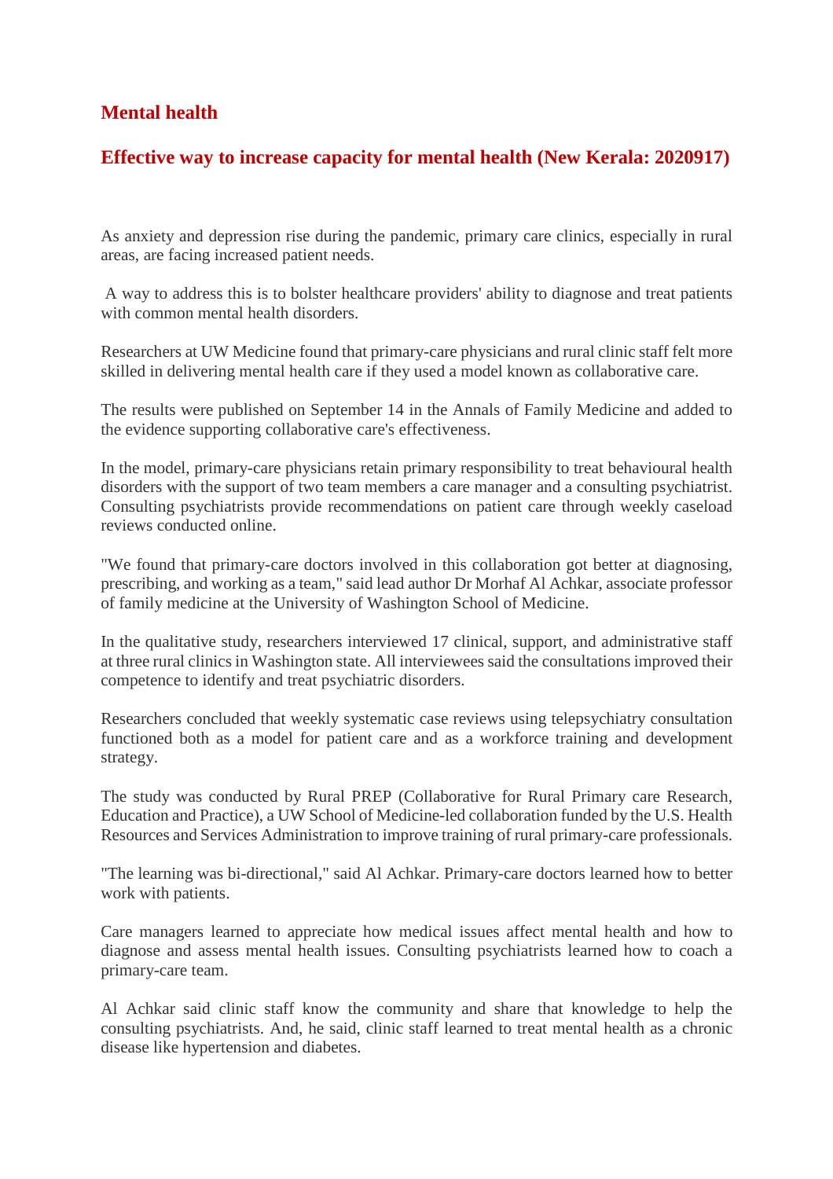## Mental health

### Effective way to increase capacity for mental health (New Kerala: 2020917)

As anxiety and depression rise during the pandemic, primary care clinics, especially in rural areas, are facing increased patient needs.

A way to address this is to bolster healthcare providers' ability to diagnose and treat patients with common mental health disorders.

Researchers at UW Medicine found that primary-care physicians and rural clinic staff felt more skilled in delivering mental health care if they used a model known as collaborative care.

The results were published on September 14 in the Annals of Family Medicine and added to the evidence supporting collaborative care's effectiveness.

In the model, primary-care physicians retain primary responsibility to treat behavioural health disorders with the support of two team members a care manager and a consulting psychiatrist. Consulting psychiatrists provide recommendations on patient care through weekly caseload reviews conducted online.

"We found that primary-care doctors involved in this collaboration got better at diagnosing, prescribing, and working as a team," said lead author Dr Morhaf Al Achkar, associate professor of family medicine at the University of Washington School of Medicine.

In the qualitative study, researchers interviewed 17 clinical, support, and administrative staff at three rural clinics in Washington state. All interviewees said the consultations improved their competence to identify and treat psychiatric disorders.

Researchers concluded that weekly systematic case reviews using telepsychiatry consultation functioned both as a model for patient care and as a workforce training and development strategy.

The study was conducted by Rural PREP (Collaborative for Rural Primary care Research, Education and Practice), a UW School of Medicine-led collaboration funded by the U.S. Health Resources and Services Administration to improve training of rural primary-care professionals.

"The learning was bi-directional," said Al Achkar. Primary-care doctors learned how to better work with patients.

Care managers learned to appreciate how medical issues affect mental health and how to diagnose and assess mental health issues. Consulting psychiatrists learned how to coach a primary-care team.

Al Achkar said clinic staff know the community and share that knowledge to help the consulting psychiatrists. And, he said, clinic staff learned to treat mental health as a chronic disease like hypertension and diabetes.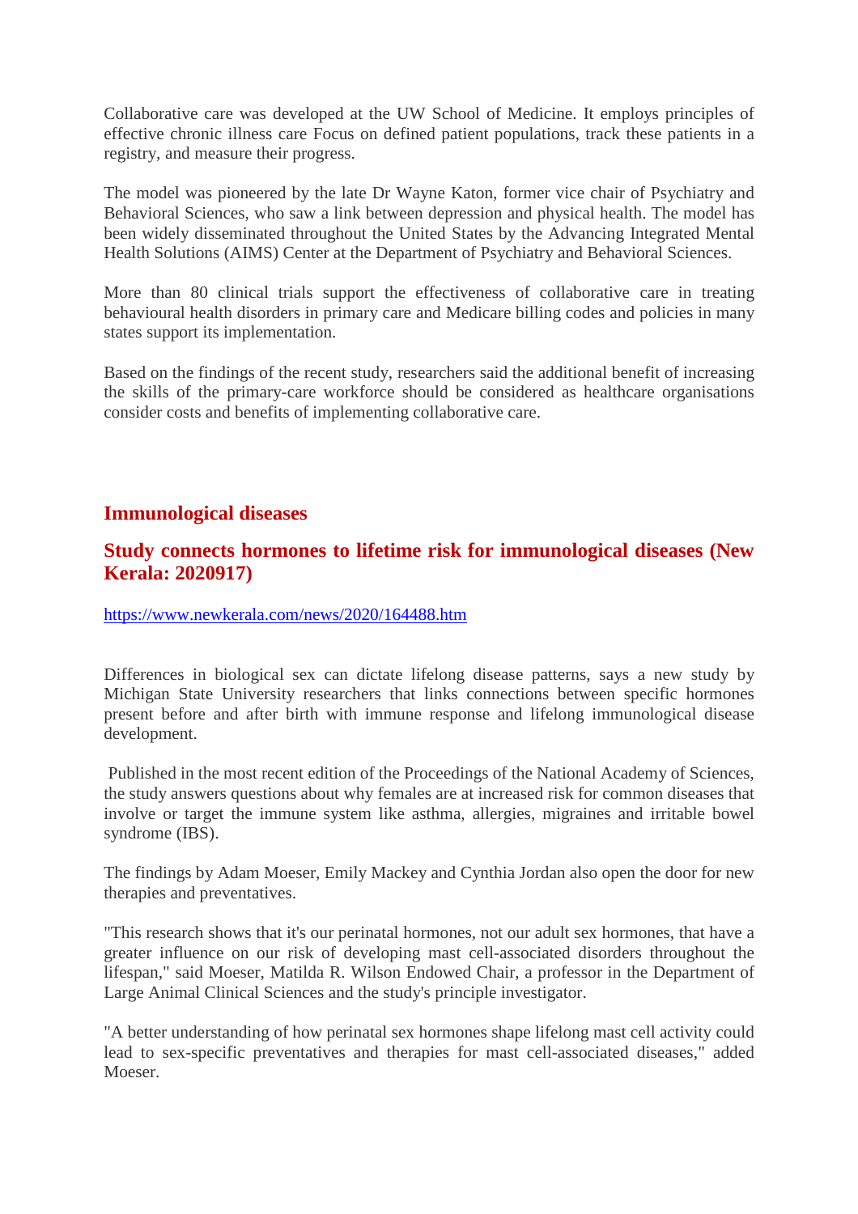Collaborative care was developed at the UW School of Medicine. It employs principles of effective chronic illness care Focus on defined patient populations, track these patients in a registry, and measure their progress.

The model was pioneered by the late Dr Wayne Katon, former vice chair of Psychiatry and Behavioral Sciences, who saw a link between depression and physical health. The model has been widely disseminated throughout the United States by the Advancing Integrated Mental Health Solutions (AIMS) Center at the Department of Psychiatry and Behavioral Sciences.

More than 80 clinical trials support the effectiveness of collaborative care in treating behavioural health disorders in primary care and Medicare billing codes and policies in many states support its implementation.

Based on the findings of the recent study, researchers said the additional benefit of increasing the skills of the primary-care workforce should be considered as healthcare organisations consider costs and benefits of implementing collaborative care.

## Immunological diseases

### Study connects hormones to lifetime risk for immunological diseases (New Kerala: 2020917)

https://www.newkerala.com/news/2020/164488.htm

Differences in biological sex can dictate lifelong disease patterns, says a new study by Michigan State University researchers that links connections between specific hormones present before and after birth with immune response and lifelong immunological disease development.

Published in the most recent edition of the Proceedings of the National Academy of Sciences, the study answers questions about why females are at increased risk for common diseases that involve or target the immune system like asthma, allergies, migraines and irritable bowel syndrome (IBS).

The findings by Adam Moeser, Emily Mackey and Cynthia Jordan also open the door for new therapies and preventatives.

"This research shows that it's our perinatal hormones, not our adult sex hormones, that have a greater influence on our risk of developing mast cell-associated disorders throughout the lifespan," said Moeser, Matilda R. Wilson Endowed Chair, a professor in the Department of Large Animal Clinical Sciences and the study's principle investigator.

"A better understanding of how perinatal sex hormones shape lifelong mast cell activity could lead to sex-specific preventatives and therapies for mast cell-associated diseases," added Moeser.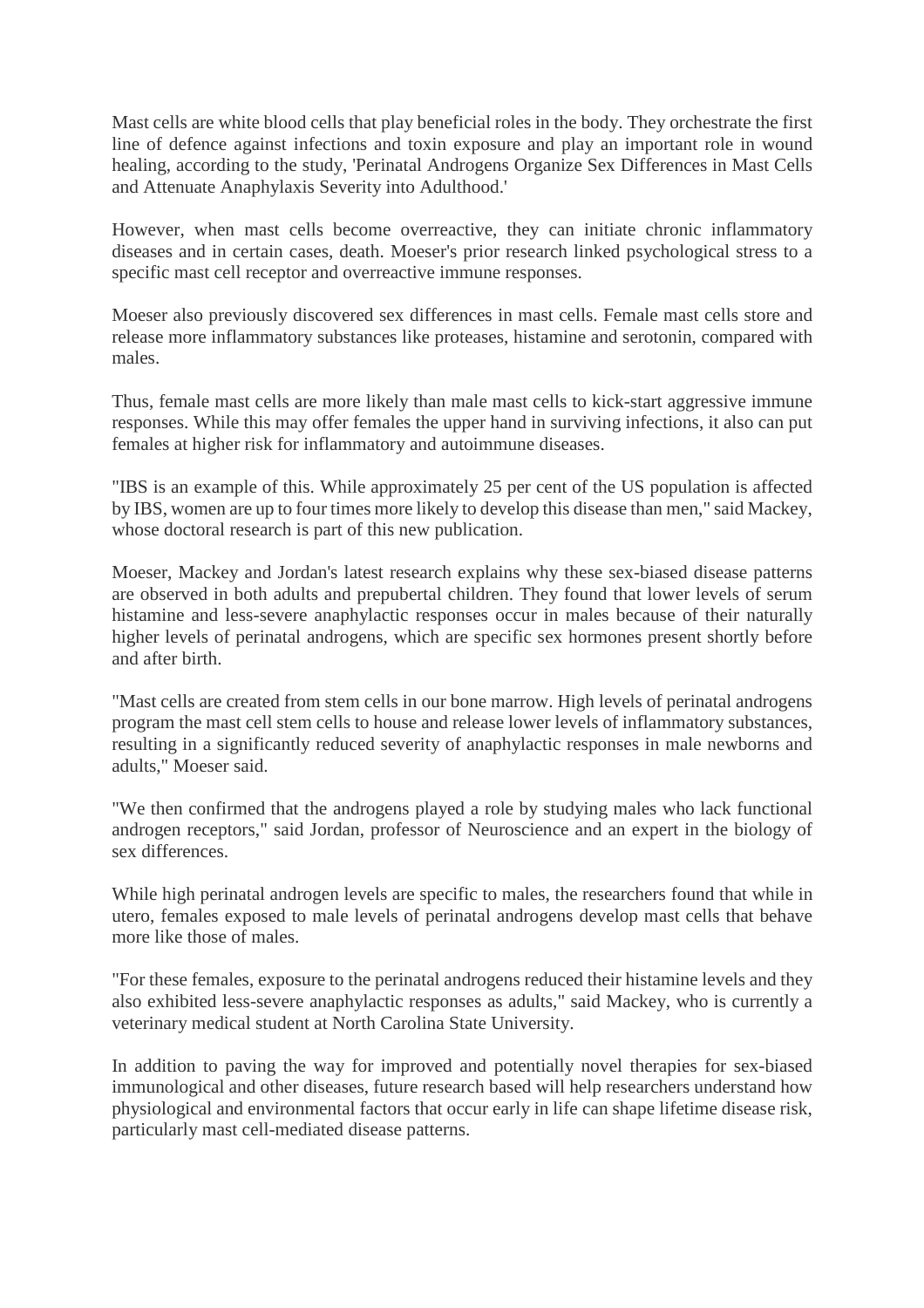Mast cells are white blood cells that play beneficial roles in the body. They orchestrate the first line of defence against infections and toxin exposure and play an important role in wound healing, according to the study, 'Perinatal Androgens Organize Sex Differences in Mast Cells and Attenuate Anaphylaxis Severity into Adulthood.'

However, when mast cells become overreactive, they can initiate chronic inflammatory diseases and in certain cases, death. Moeser's prior research linked psychological stress to a specific mast cell receptor and overreactive immune responses.

Moeser also previously discovered sex differences in mast cells. Female mast cells store and release more inflammatory substances like proteases, histamine and serotonin, compared with males.

Thus, female mast cells are more likely than male mast cells to kick-start aggressive immune responses. While this may offer females the upper hand in surviving infections, it also can put females at higher risk for inflammatory and autoimmune diseases.

"IBS is an example of this. While approximately 25 per cent of the US population is affected by IBS, women are up to four times more likely to develop this disease than men," said Mackey, whose doctoral research is part of this new publication.

Moeser, Mackey and Jordan's latest research explains why these sex-biased disease patterns are observed in both adults and prepubertal children. They found that lower levels of serum histamine and less-severe anaphylactic responses occur in males because of their naturally higher levels of perinatal androgens, which are specific sex hormones present shortly before and after birth.

"Mast cells are created from stem cells in our bone marrow. High levels of perinatal androgens program the mast cell stem cells to house and release lower levels of inflammatory substances, resulting in a significantly reduced severity of anaphylactic responses in male newborns and adults," Moeser said.

"We then confirmed that the androgens played a role by studying males who lack functional androgen receptors," said Jordan, professor of Neuroscience and an expert in the biology of sex differences.

While high perinatal androgen levels are specific to males, the researchers found that while in utero, females exposed to male levels of perinatal androgens develop mast cells that behave more like those of males.

"For these females, exposure to the perinatal androgens reduced their histamine levels and they also exhibited less-severe anaphylactic responses as adults," said Mackey, who is currently a veterinary medical student at North Carolina State University.

In addition to paving the way for improved and potentially novel therapies for sex-biased immunological and other diseases, future research based will help researchers understand how physiological and environmental factors that occur early in life can shape lifetime disease risk, particularly mast cell-mediated disease patterns.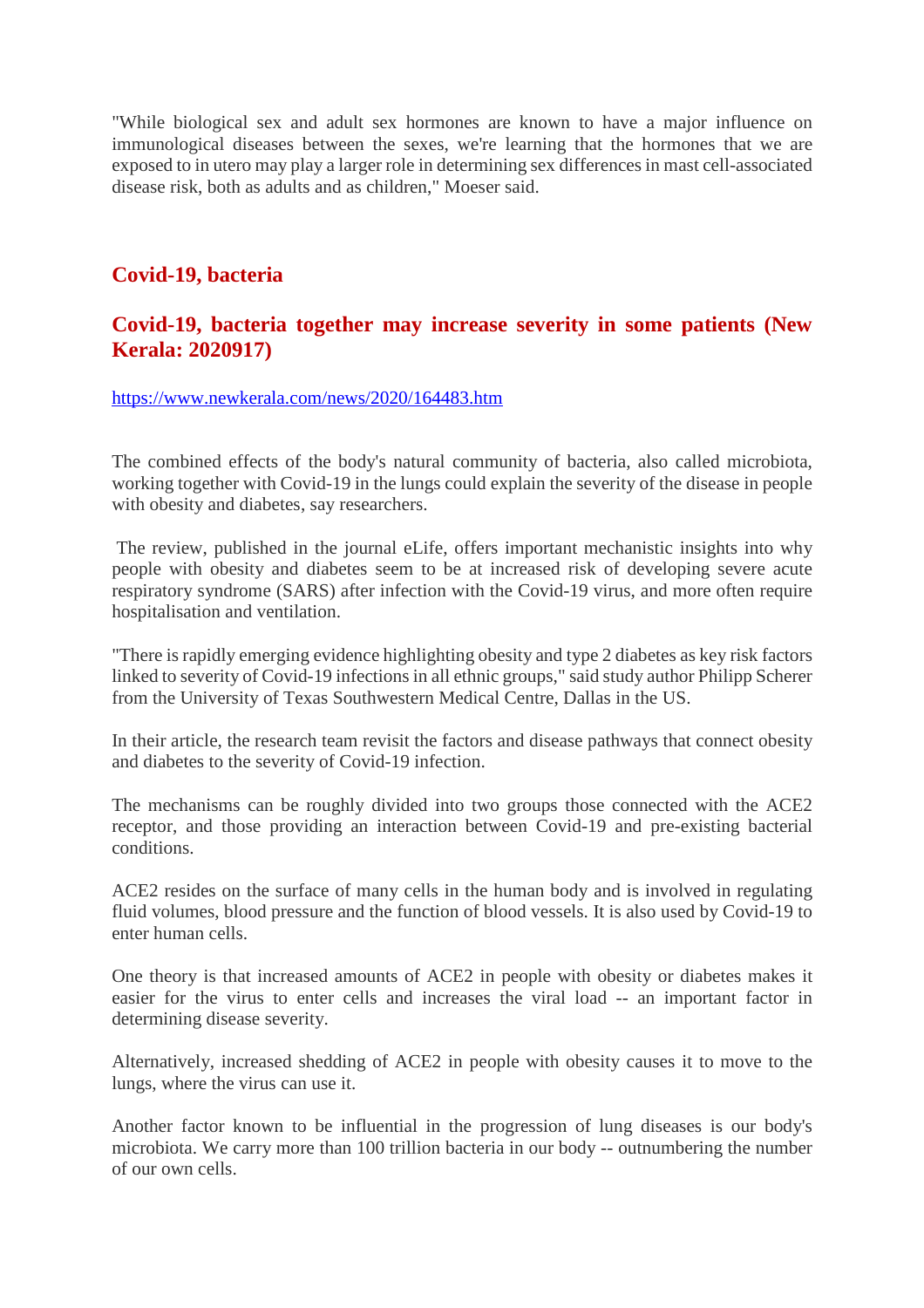"While biological sex and adult sex hormones are known to have a major influence on immunological diseases between the sexes, we're learning that the hormones that we are exposed to in utero may play a larger role in determining sex differences in mast cell-associated disease risk, both as adults and as children," Moeser said.

## Covid-19, bacteria

### Covid-19, bacteria together may increase severity in some patients (New Kerala: 2020917)

https://www.newkerala.com/news/2020/164483.htm

The combined effects of the body's natural community of bacteria, also called microbiota, working together with Covid-19 in the lungs could explain the severity of the disease in people with obesity and diabetes, say researchers.

The review, published in the journal eLife, offers important mechanistic insights into why people with obesity and diabetes seem to be at increased risk of developing severe acute respiratory syndrome (SARS) after infection with the Covid-19 virus, and more often require hospitalisation and ventilation.

"There is rapidly emerging evidence highlighting obesity and type 2 diabetes as key risk factors linked to severity of Covid-19 infections in all ethnic groups," said study author Philipp Scherer from the University of Texas Southwestern Medical Centre, Dallas in the US.

In their article, the research team revisit the factors and disease pathways that connect obesity and diabetes to the severity of Covid-19 infection.

The mechanisms can be roughly divided into two groups those connected with the ACE2 receptor, and those providing an interaction between Covid-19 and pre-existing bacterial conditions.

ACE2 resides on the surface of many cells in the human body and is involved in regulating fluid volumes, blood pressure and the function of blood vessels. It is also used by Covid-19 to enter human cells.

One theory is that increased amounts of ACE2 in people with obesity or diabetes makes it easier for the virus to enter cells and increases the viral load -- an important factor in determining disease severity.

Alternatively, increased shedding of ACE2 in people with obesity causes it to move to the lungs, where the virus can use it.

Another factor known to be influential in the progression of lung diseases is our body's microbiota. We carry more than 100 trillion bacteria in our body -- outnumbering the number of our own cells.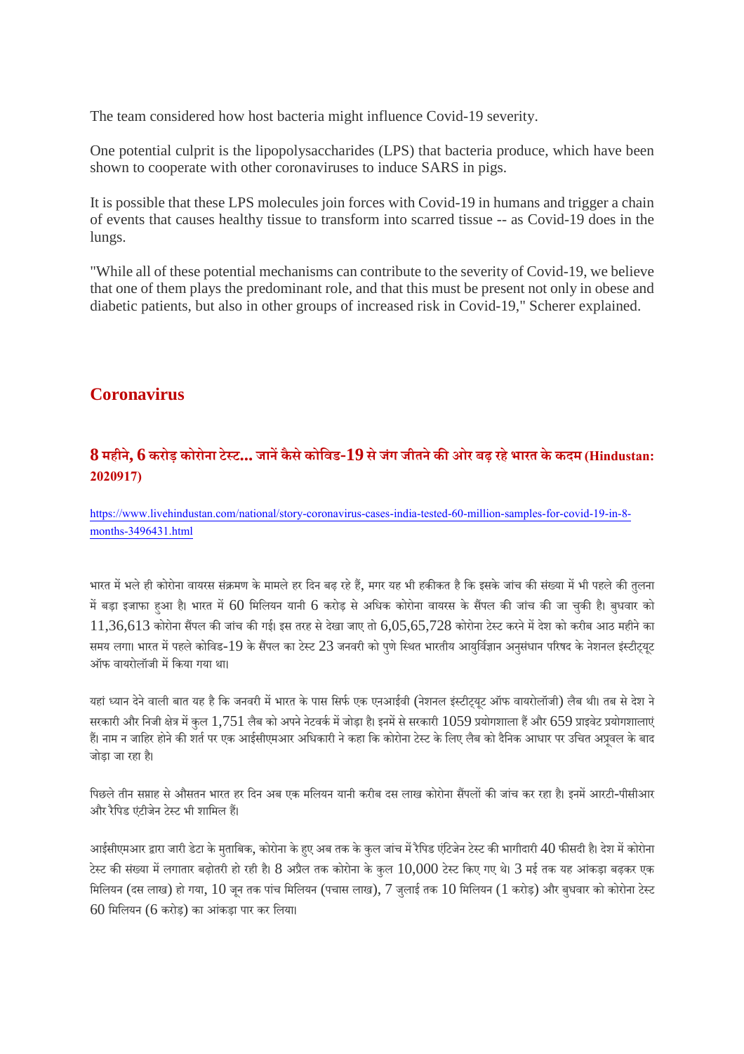The team considered how host bacteria might influence Covid-19 severity.

One potential culprit is the lipopolysaccharides (LPS) that bacteria produce, which have been shown to cooperate with other coronaviruses to induce SARS in pigs.

It is possible that these LPS molecules join forces with Covid-19 in humans and trigger a chain of events that causes healthy tissue to transform into scarred tissue -- as Covid-19 does in the lungs.

"While all of these potential mechanisms can contribute to the severity of Covid-19, we believe that one of them plays the predominant role, and that this must be present not only in obese and diabetic patients, but also in other groups of increased risk in Covid-19," Scherer explained.

## Coronavirus

### 8 महीने, 6 करोड़ कोरोना टेस्ट... जानें कैसे कोविड-19 से जंग जीतने की ओर बढ़ रहे भारत के कदम (Hindustan: 2020917)

https://www.livehindustan.com/national/story-coronavirus-cases-india-tested-60-million-samples-for-covid-19-in-8-months-3496431.html

भारत में भले ही कोरोना वायरस संक्रमण के मामले हर दिन बढ़ रहे हैं, मगर यह भी हकीकत है कि इसके जांच की संख्या में भी पहले की तुलना में बड़ा इजाफा हुआ है। भारत में 60 मिलियन यानी 6 करोड़ से अधिक कोरोना वायरस के सैंपल की जांच की जा चुकी है। बुधवार को 11,36,613 कोरोना सैंपल की जांच की गई। इस तरह से देखा जाए तो 6,05,65,728 कोरोना टेस्ट करने में देश को करीब आठ महीने का समय लगा। भारत में पहले कोविड-19 के सैंपल का टेस्ट 23 जनवरी को पुणे स्थित भारतीय आयुर्विज्ञान अनुसंधान परिषद के नेशनल इंस्टीट्यूट ऑफ वायरोलॉजी में किया गया था।

यहां ध्यान देने वाली बात यह है कि जनवरी में भारत के पास सिर्फ एक एनआईवी (नेशनल इंस्टीट्यूट ऑफ वायरोलॉजी) लैब थी। तब से देश ने सरकारी और निजी क्षेत्र में कुल 1,751 लैब को अपने नेटवर्क में जोड़ा है। इनमें से सरकारी 1059 प्रयोगशाला हैं और 659 प्राइवेट प्रयोगशालाएं हैं। नाम न जाहिर होने की शर्त पर एक आईसीएमआर अधिकारी ने कहा कि कोरोना टेस्ट के लिए लैब को दैनिक आधार पर उचित अप्रूवल के बाद जोड़ा जा रहा है।

पिछले तीन सप्ताह से औसतन भारत हर दिन अब एक मलियन यानी करीब दस लाख कोरोना सैंपलों की जांच कर रहा है। इनमें आरटी-पीसीआर और रैपिड एंटीजेन टेस्ट भी शामिल हैं।

आईसीएमआर द्वारा जारी डेटा के मुताबिक, कोरोना के हुए अब तक के कुल जांच में रैपिड एंटिजेन टेस्ट की भागीदारी 40 फीसदी है। देश में कोरोना टेस्ट की संख्या में लगातार बढ़ोतरी हो रही है। 8 अप्रैल तक कोरोना के कुल 10,000 टेस्ट किए गए थे। 3 मई तक यह आंकड़ा बढ़कर एक मिलियन (दस लाख) हो गया, 10 जून तक पांच मिलियन (पचास लाख), 7 जुलाई तक 10 मिलियन (1 करोड़) और बुधवार को कोरोना टेस्ट 60 मिलियन (6 करोड़) का आंकड़ा पार कर लिया।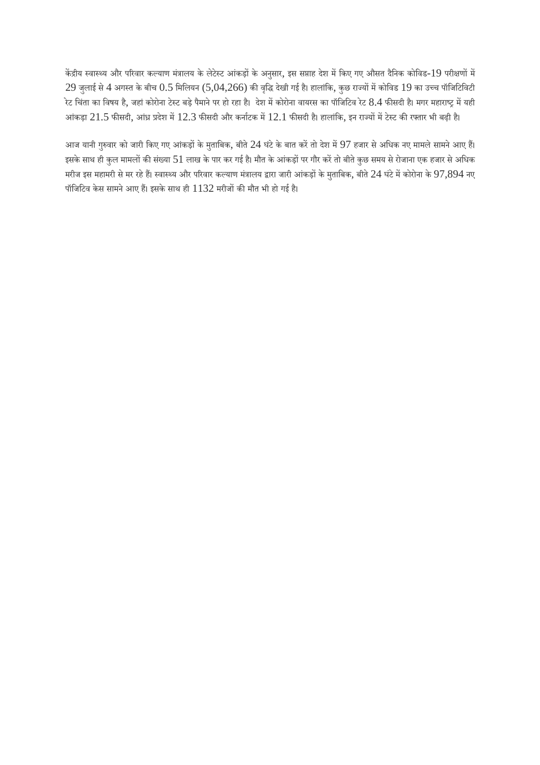केंद्रीय स्वास्थ्य और परिवार कल्याण मंत्रालय के लेटेस्ट आंकड़ों के अनुसार, इस सप्ताह देश में किए गए औसत दैनिक कोविड-19 परीक्षणों में 29 जुलाई से 4 अगस्त के बीच 0.5 मिलियन (5,04,266) की वृद्धि देखी गई है। हालांकि, कुछ राज्यों में कोविड 19 का उच्च पॉजिटिविटी रेट चिंता का विषय है, जहां कोरोना टेस्ट बड़े पैमाने पर हो रहा है। देश में कोरोना वायरस का पॉजिटिव रेट 8.4 फीसदी है। मगर महाराष्ट्र में यही आंकड़ा 21.5 फीसदी, आंध्र प्रदेश में 12.3 फीसदी और कर्नाटक में 12.1 फीसदी है। हालांकि, इन राज्यों में टेस्ट की रफ्तार भी बढ़ी है।

आज यानी गुरुवार को जारी किए गए आंकड़ों के मुताबिक, बीते 24 घंटे के बात करें तो देश में 97 हजार से अधिक नए मामले सामने आए हैं। इसके साथ ही कुल मामलों की संख्या 51 लाख के पार कर गई है। मौत के आंकड़ों पर गौर करें तो बीते कुछ समय से रोजाना एक हजार से अधिक मरीज इस महामरी से मर रहे हैं। स्वास्थ्य और परिवार कल्याण मंत्रालय द्वारा जारी आंकड़ों के मुताबिक, बीते 24 घंटे में कोरोना के 97,894 नए पॉजिटिव केस सामने आए हैं। इसके साथ ही 1132 मरीजों की मौत भी हो गई है।